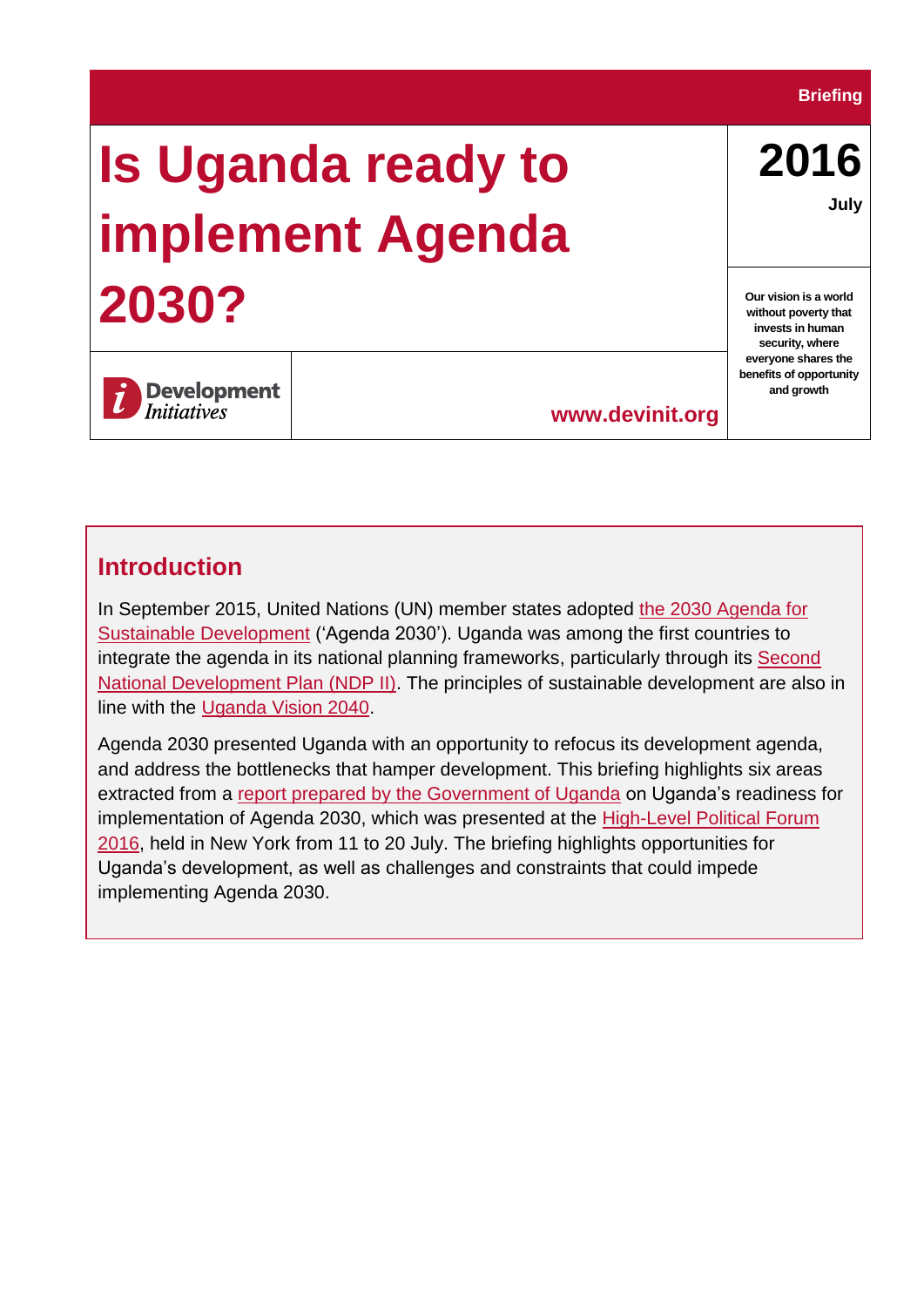Briefing

# Is Uganda ready to implement Agenda 2030?

**2016**

**July**

**Our vision is a world without poverty that invests in human security, where everyone shares the benefits of opportunity and growth**

Development Initiatives

www.devinit.org

## Introduction

In September 2015, United Nations (UN) member states adopted the 2030 Agenda for Sustainable Development ('Agenda 2030'). Uganda was among the first countries to integrate the agenda in its national planning frameworks, particularly through its Second National Development Plan (NDP II). The principles of sustainable development are also in line with the Uganda Vision 2040.

Agenda 2030 presented Uganda with an opportunity to refocus its development agenda, and address the bottlenecks that hamper development. This briefing highlights six areas extracted from a report prepared by the Government of Uganda on Uganda's readiness for implementation of Agenda 2030, which was presented at the High-Level Political Forum 2016, held in New York from 11 to 20 July. The briefing highlights opportunities for Uganda's development, as well as challenges and constraints that could impede implementing Agenda 2030.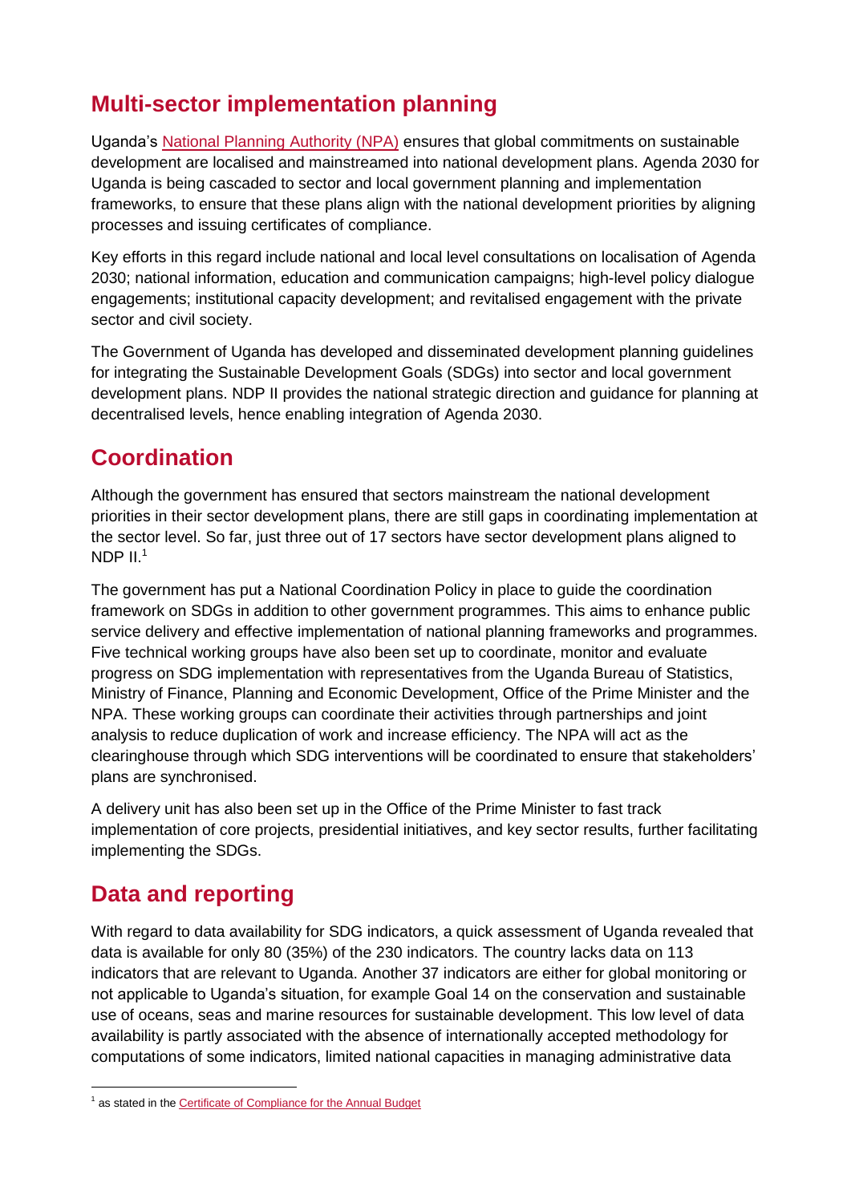## Multi-sector implementation planning

Uganda's [National Planning Authority (NPA)]() ensures that global commitments on sustainable development are localised and mainstreamed into national development plans. Agenda 2030 for Uganda is being cascaded to sector and local government planning and implementation frameworks, to ensure that these plans align with the national development priorities by aligning processes and issuing certificates of compliance.

Key efforts in this regard include national and local level consultations on localisation of Agenda 2030; national information, education and communication campaigns; high-level policy dialogue engagements; institutional capacity development; and revitalised engagement with the private sector and civil society.

The Government of Uganda has developed and disseminated development planning guidelines for integrating the Sustainable Development Goals (SDGs) into sector and local government development plans. NDP II provides the national strategic direction and guidance for planning at decentralised levels, hence enabling integration of Agenda 2030.

## Coordination

Although the government has ensured that sectors mainstream the national development priorities in their sector development plans, there are still gaps in coordinating implementation at the sector level. So far, just three out of 17 sectors have sector development plans aligned to NDP II.[1]

The government has put a National Coordination Policy in place to guide the coordination framework on SDGs in addition to other government programmes. This aims to enhance public service delivery and effective implementation of national planning frameworks and programmes. Five technical working groups have also been set up to coordinate, monitor and evaluate progress on SDG implementation with representatives from the Uganda Bureau of Statistics, Ministry of Finance, Planning and Economic Development, Office of the Prime Minister and the NPA. These working groups can coordinate their activities through partnerships and joint analysis to reduce duplication of work and increase efficiency. The NPA will act as the clearinghouse through which SDG interventions will be coordinated to ensure that stakeholders' plans are synchronised.

A delivery unit has also been set up in the Office of the Prime Minister to fast track implementation of core projects, presidential initiatives, and key sector results, further facilitating implementing the SDGs.

## Data and reporting

With regard to data availability for SDG indicators, a quick assessment of Uganda revealed that data is available for only 80 (35%) of the 230 indicators. The country lacks data on 113 indicators that are relevant to Uganda. Another 37 indicators are either for global monitoring or not applicable to Uganda's situation, for example Goal 14 on the conservation and sustainable use of oceans, seas and marine resources for sustainable development. This low level of data availability is partly associated with the absence of internationally accepted methodology for computations of some indicators, limited national capacities in managing administrative data

---

[1] as stated in the [Certificate of Compliance for the Annual Budget]()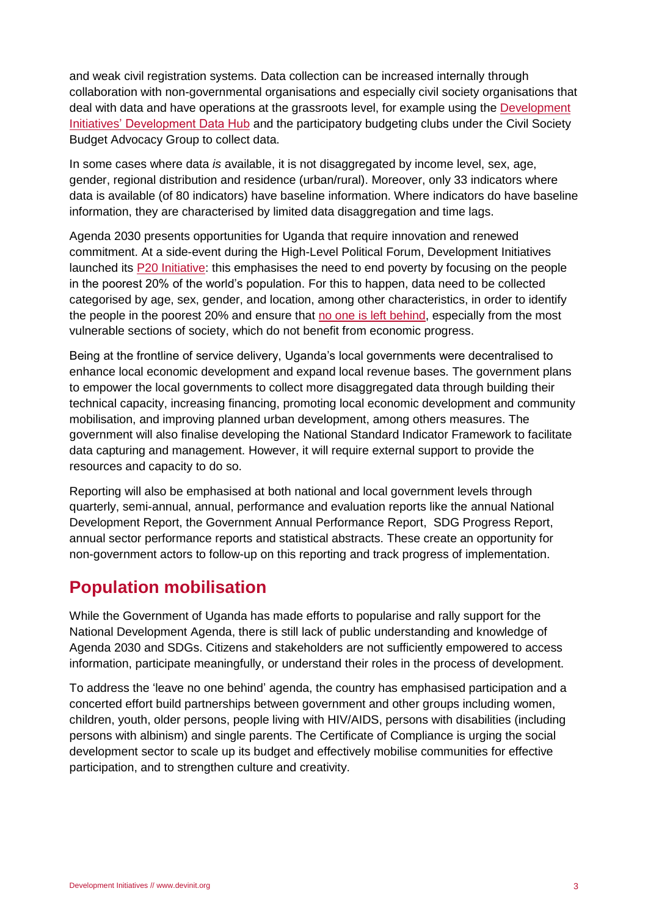and weak civil registration systems. Data collection can be increased internally through collaboration with non-governmental organisations and especially civil society organisations that deal with data and have operations at the grassroots level, for example using the Development Initiatives' Development Data Hub and the participatory budgeting clubs under the Civil Society Budget Advocacy Group to collect data.

In some cases where data *is* available, it is not disaggregated by income level, sex, age, gender, regional distribution and residence (urban/rural). Moreover, only 33 indicators where data is available (of 80 indicators) have baseline information. Where indicators do have baseline information, they are characterised by limited data disaggregation and time lags.

Agenda 2030 presents opportunities for Uganda that require innovation and renewed commitment. At a side-event during the High-Level Political Forum, Development Initiatives launched its P20 Initiative: this emphasises the need to end poverty by focusing on the people in the poorest 20% of the world's population. For this to happen, data need to be collected categorised by age, sex, gender, and location, among other characteristics, in order to identify the people in the poorest 20% and ensure that no one is left behind, especially from the most vulnerable sections of society, which do not benefit from economic progress.

Being at the frontline of service delivery, Uganda's local governments were decentralised to enhance local economic development and expand local revenue bases. The government plans to empower the local governments to collect more disaggregated data through building their technical capacity, increasing financing, promoting local economic development and community mobilisation, and improving planned urban development, among others measures. The government will also finalise developing the National Standard Indicator Framework to facilitate data capturing and management. However, it will require external support to provide the resources and capacity to do so.

Reporting will also be emphasised at both national and local government levels through quarterly, semi-annual, annual, performance and evaluation reports like the annual National Development Report, the Government Annual Performance Report, SDG Progress Report, annual sector performance reports and statistical abstracts. These create an opportunity for non-government actors to follow-up on this reporting and track progress of implementation.

## Population mobilisation

While the Government of Uganda has made efforts to popularise and rally support for the National Development Agenda, there is still lack of public understanding and knowledge of Agenda 2030 and SDGs. Citizens and stakeholders are not sufficiently empowered to access information, participate meaningfully, or understand their roles in the process of development.

To address the 'leave no one behind' agenda, the country has emphasised participation and a concerted effort build partnerships between government and other groups including women, children, youth, older persons, people living with HIV/AIDS, persons with disabilities (including persons with albinism) and single parents. The Certificate of Compliance is urging the social development sector to scale up its budget and effectively mobilise communities for effective participation, and to strengthen culture and creativity.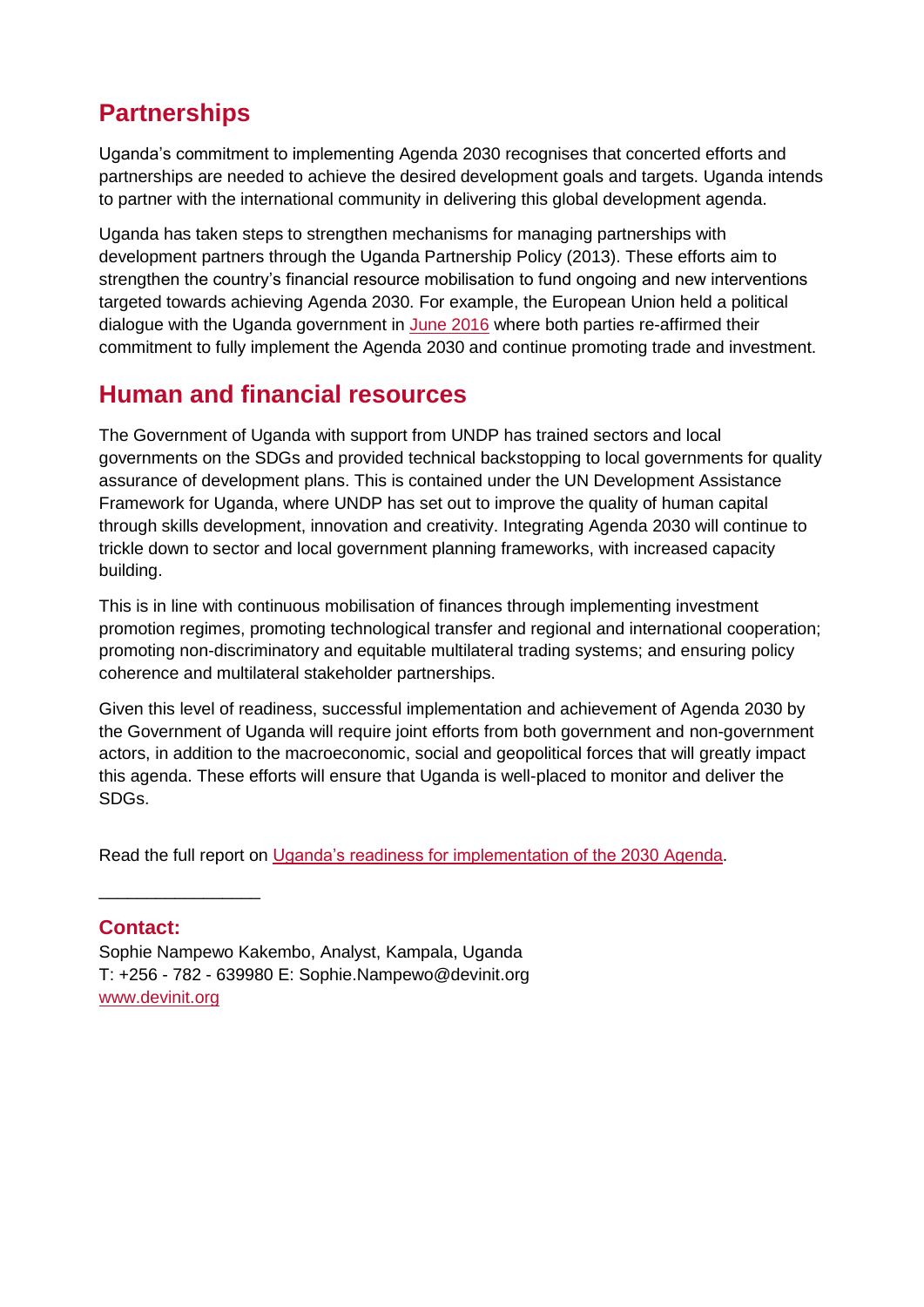## Partnerships

Uganda's commitment to implementing Agenda 2030 recognises that concerted efforts and partnerships are needed to achieve the desired development goals and targets. Uganda intends to partner with the international community in delivering this global development agenda.

Uganda has taken steps to strengthen mechanisms for managing partnerships with development partners through the Uganda Partnership Policy (2013). These efforts aim to strengthen the country's financial resource mobilisation to fund ongoing and new interventions targeted towards achieving Agenda 2030. For example, the European Union held a political dialogue with the Uganda government in June 2016 where both parties re-affirmed their commitment to fully implement the Agenda 2030 and continue promoting trade and investment.

## Human and financial resources

The Government of Uganda with support from UNDP has trained sectors and local governments on the SDGs and provided technical backstopping to local governments for quality assurance of development plans. This is contained under the UN Development Assistance Framework for Uganda, where UNDP has set out to improve the quality of human capital through skills development, innovation and creativity. Integrating Agenda 2030 will continue to trickle down to sector and local government planning frameworks, with increased capacity building.

This is in line with continuous mobilisation of finances through implementing investment promotion regimes, promoting technological transfer and regional and international cooperation; promoting non-discriminatory and equitable multilateral trading systems; and ensuring policy coherence and multilateral stakeholder partnerships.

Given this level of readiness, successful implementation and achievement of Agenda 2030 by the Government of Uganda will require joint efforts from both government and non-government actors, in addition to the macroeconomic, social and geopolitical forces that will greatly impact this agenda. These efforts will ensure that Uganda is well-placed to monitor and deliver the SDGs.

Read the full report on Uganda's readiness for implementation of the 2030 Agenda.

---

**Contact:**
Sophie Nampewo Kakembo, Analyst, Kampala, Uganda
T: +256 - 782 - 639980 E: Sophie.Nampewo@devinit.org
www.devinit.org